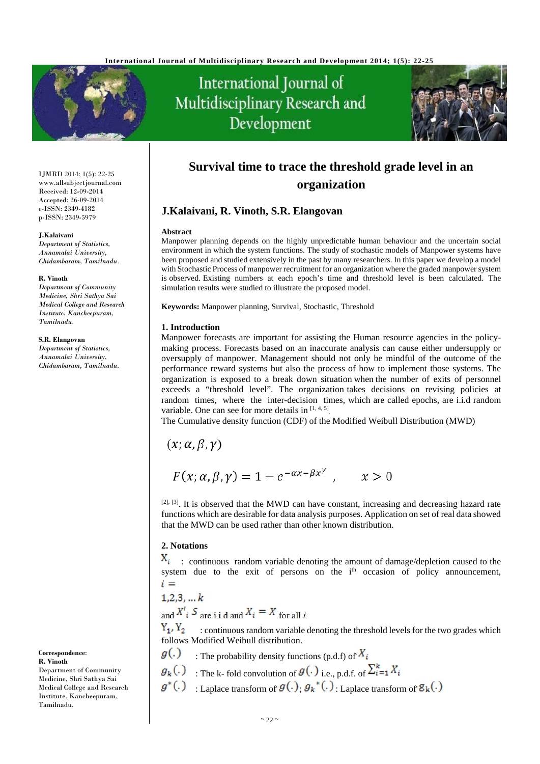# Survival time to trace the threshold grade level in an organization

**J.Kalaivani, R. Vinoth, S.R. Elangovan**

IJMRD 2014; 1(5): 22-25
www.allsubjectjournal.com
Received: 12-09-2014
Accepted: 26-09-2014
e-ISSN: 2349-4182
p-ISSN: 2349-5979

**J.Kalaivani**
*Department of Statistics, Annamalai University, Chidambaram, Tamilnadu.*

**R. Vinoth**
*Department of Community Medicine, Shri Sathya Sai Medical College and Research Institute, Kancheepuram, Tamilnadu.*

**S.R. Elangovan**
*Department of Statistics, Annamalai University, Chidambaram, Tamilnadu.*

**Correspondence:**
**R. Vinoth**
Department of Community Medicine, Shri Sathya Sai Medical College and Research Institute, Kancheepuram, Tamilnadu.

**Abstract**

Manpower planning depends on the highly unpredictable human behaviour and the uncertain social environment in which the system functions. The study of stochastic models of Manpower systems have been proposed and studied extensively in the past by many researchers. In this paper we develop a model with Stochastic Process of manpower recruitment for an organization where the graded manpower system is observed. Existing numbers at each epoch's time and threshold level is been calculated. The simulation results were studied to illustrate the proposed model.

**Keywords:** Manpower planning, Survival, Stochastic, Threshold

## 1. Introduction

Manpower forecasts are important for assisting the Human resource agencies in the policy-making process. Forecasts based on an inaccurate analysis can cause either undersupply or oversupply of manpower. Management should not only be mindful of the outcome of the performance reward systems but also the process of how to implement those systems. The organization is exposed to a break down situation when the number of exits of personnel exceeds a "threshold level". The organization takes decisions on revising policies at random times, where the inter-decision times, which are called epochs, are i.i.d random variable. One can see for more details in [1, 4, 5].

The Cumulative density function (CDF) of the Modified Weibull Distribution (MWD)

$$(x; \alpha, \beta, \gamma)$$

$$F(x; \alpha, \beta, \gamma) = 1 - e^{-\alpha x - \beta x^{\gamma}} , \qquad x > 0$$

[2], [3]. It is observed that the MWD can have constant, increasing and decreasing hazard rate functions which are desirable for data analysis purposes. Application on set of real data showed that the MWD can be used rather than other known distribution.

## 2. Notations

$X_i$ : continuous random variable denoting the amount of damage/depletion caused to the system due to the exit of persons on the i[th] occasion of policy announcement, $i = 1,2,3, \dots k$ and $X'_i\ S$ are i.i.d and $X_i = X$ for all $i$.

$Y_1, Y_2$ : continuous random variable denoting the threshold levels for the two grades which follows Modified Weibull distribution.

$g(.)$ : The probability density functions (p.d.f) of $X_i$

$g_k(.)$ : The k- fold convolution of $g(\cdot)$ i.e., p.d.f. of $\sum_{i=1}^{k} X_i$

$g^*(.)$ : Laplace transform of $g(\cdot)$; $g_k^*(\cdot)$ : Laplace transform of $g_k(\cdot)$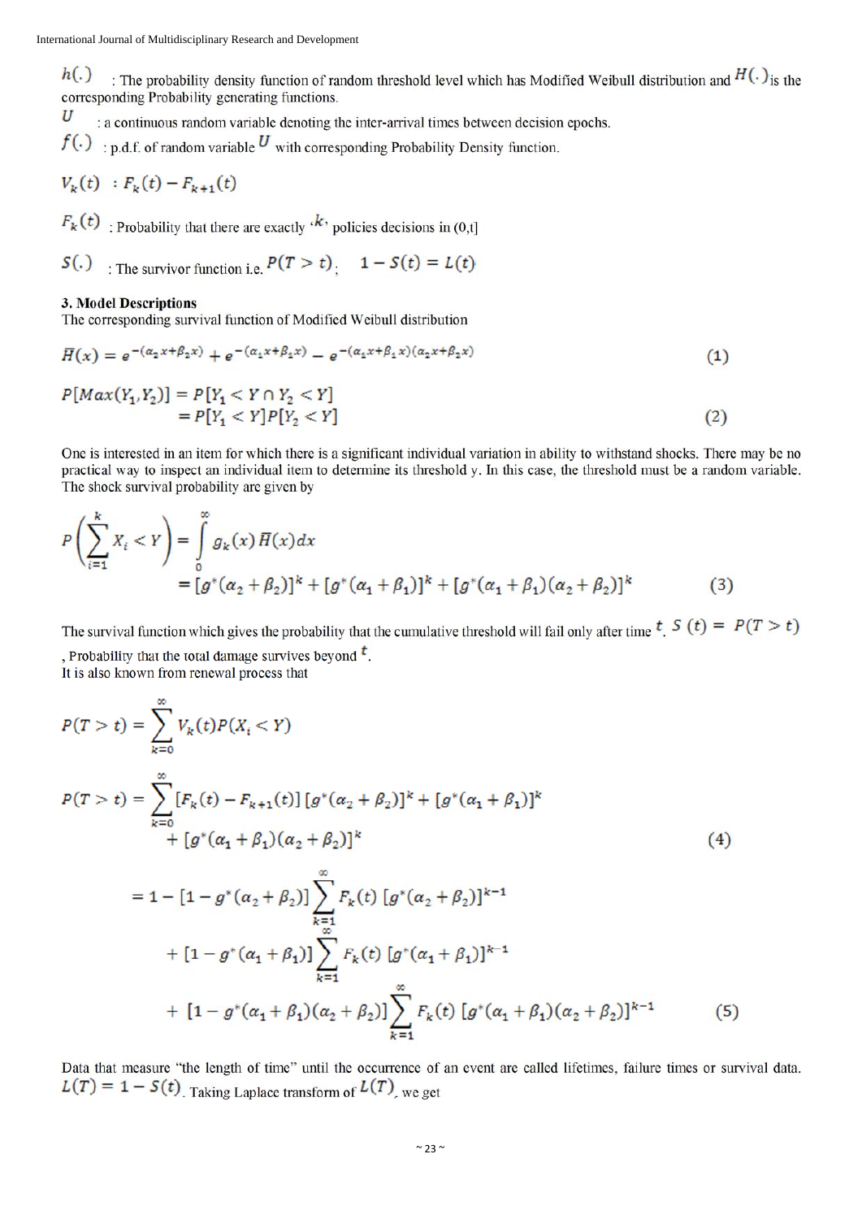$h(.)$ : The probability density function of random threshold level which has Modified Weibull distribution and $H(.)$ is the corresponding Probability generating functions.

$U$ : a continuous random variable denoting the inter-arrival times between decision epochs.

$f(.)$ : p.d.f. of random variable $U$ with corresponding Probability Density function.

$V_k(t)$ : $F_k(t) - F_{k+1}(t)$

$F_k(t)$ : Probability that there are exactly '$k$' policies decisions in (0,t]

$S(.)$ : The survivor function i.e. $P(T > t)$; $1 - S(t) = L(t)$

### 3. Model Descriptions

The corresponding survival function of Modified Weibull distribution

$$\bar{H}(x) = e^{-(\alpha_2 x+\beta_2 x)} + e^{-(\alpha_1 x+\beta_1 x)} - e^{-(\alpha_1 x+\beta_1 x)(\alpha_2 x+\beta_2 x)} \tag{1}$$

$$\begin{aligned} P[Max(Y_1, Y_2)] &= P[Y_1 < Y \cap Y_2 < Y] \\ &= P[Y_1 < Y]P[Y_2 < Y] \end{aligned} \tag{2}$$

One is interested in an item for which there is a significant individual variation in ability to withstand shocks. There may be no practical way to inspect an individual item to determine its threshold y. In this case, the threshold must be a random variable. The shock survival probability are given by

$$\begin{aligned} P\left(\sum_{i=1}^{k} X_i < Y\right) &= \int_0^\infty g_k(x)\,\bar{H}(x)dx \\ &= [g^*(\alpha_2+\beta_2)]^k + [g^*(\alpha_1+\beta_1)]^k + [g^*(\alpha_1+\beta_1)(\alpha_2+\beta_2)]^k \end{aligned} \tag{3}$$

The survival function which gives the probability that the cumulative threshold will fail only after time $t$. $S(t) = P(T > t)$, Probability that the total damage survives beyond $t$.

It is also known from renewal process that

$$P(T > t) = \sum_{k=0}^{\infty} V_k(t) P(X_i < Y)$$

$$\begin{aligned} P(T > t) = \sum_{k=0}^{\infty} [F_k(t) - F_{k+1}(t)]\,[g^*(\alpha_2+\beta_2)]^k + [g^*(\alpha_1+\beta_1)]^k \\ + [g^*(\alpha_1+\beta_1)(\alpha_2+\beta_2)]^k \end{aligned} \tag{4}$$

$$\begin{aligned} = 1 &- [1 - g^*(\alpha_2+\beta_2)] \sum_{k=1}^{\infty} F_k(t)\,[g^*(\alpha_2+\beta_2)]^{k-1} \\ &+ [1 - g^*(\alpha_1+\beta_1)] \sum_{k=1}^{\infty} F_k(t)\,[g^*(\alpha_1+\beta_1)]^{k-1} \\ &+ [1 - g^*(\alpha_1+\beta_1)(\alpha_2+\beta_2)] \sum_{k=1}^{\infty} F_k(t)\,[g^*(\alpha_1+\beta_1)(\alpha_2+\beta_2)]^{k-1} \end{aligned} \tag{5}$$

Data that measure "the length of time" until the occurrence of an event are called lifetimes, failure times or survival data. $L(T) = 1 - S(t)$. Taking Laplace transform of $L(T)$, we get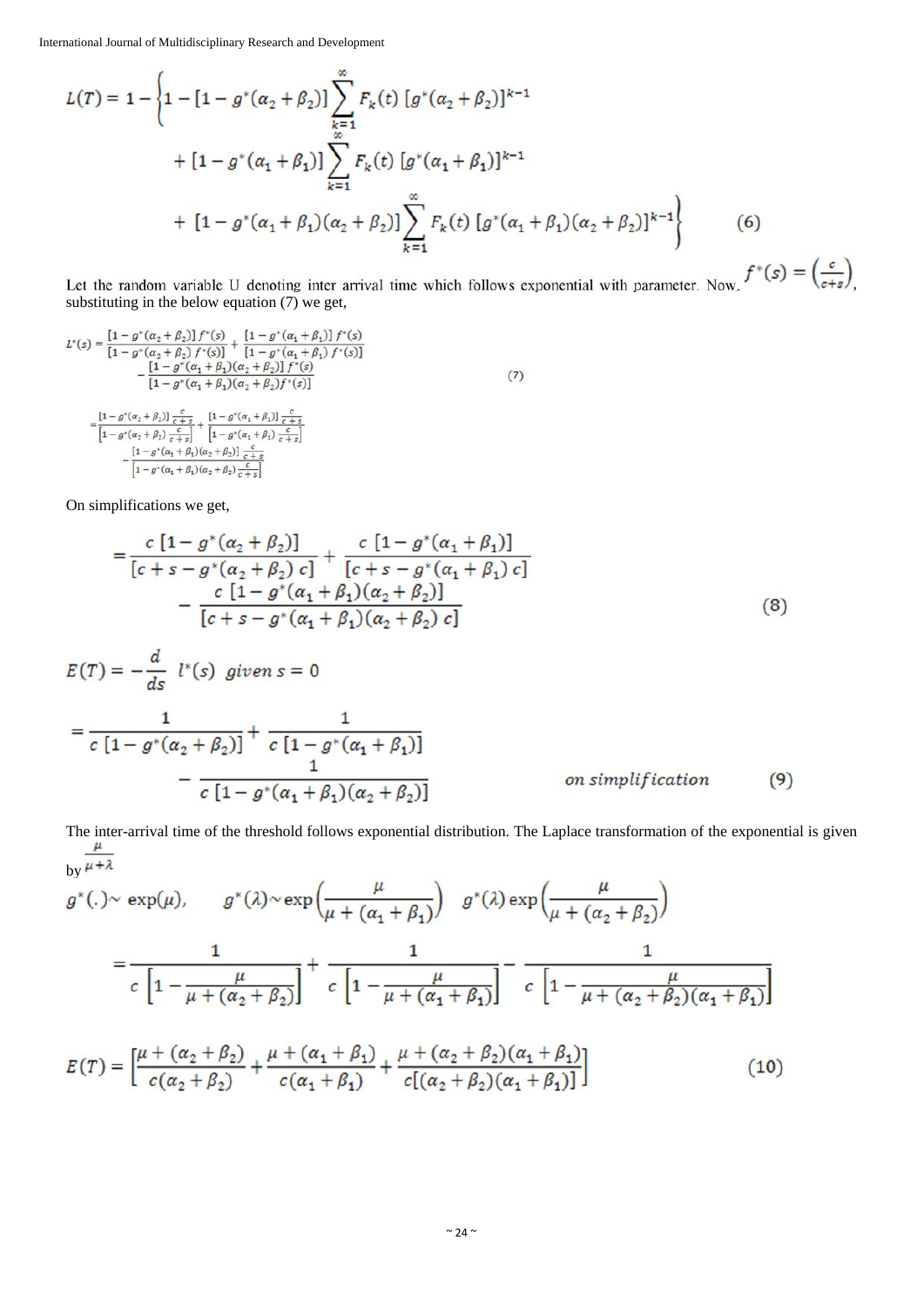$$L(T) = 1 - \left\{ 1 - [1 - g^*(\alpha_2 + \beta_2)] \sum_{k=1}^{\infty} F_k(t)\, [g^*(\alpha_2 + \beta_2)]^{k-1} + [1 - g^*(\alpha_1 + \beta_1)] \sum_{k=1}^{\infty} F_k(t)\, [g^*(\alpha_1 + \beta_1)]^{k-1} + [1 - g^*(\alpha_1 + \beta_1)(\alpha_2 + \beta_2)] \sum_{k=1}^{\infty} F_k(t)\, [g^*(\alpha_1 + \beta_1)(\alpha_2 + \beta_2)]^{k-1} \right\} \quad (6)$$

Let the random variable U denoting inter arrival time which follows exponential with parameter. Now. $f^*(s) = \left(\frac{c}{c+s}\right)$, substituting in the below equation (7) we get,

$$L^*(s) = \frac{[1 - g^*(\alpha_2 + \beta_2)]\, f^*(s)}{[1 - g^*(\alpha_2 + \beta_2)\, f^*(s)]} + \frac{[1 - g^*(\alpha_1 + \beta_1)]\, f^*(s)}{[1 - g^*(\alpha_1 + \beta_1)\, f^*(s)]} - \frac{[1 - g^*(\alpha_1 + \beta_1)(\alpha_2 + \beta_2)]\, f^*(s)}{[1 - g^*(\alpha_1 + \beta_1)(\alpha_2 + \beta_2) f^*(s)]} \quad (7)$$

$$= \frac{[1 - g^*(\alpha_2 + \beta_2)]\, \frac{c}{c+s}}{\left[1 - g^*(\alpha_2 + \beta_2)\, \frac{c}{c+s}\right]} + \frac{[1 - g^*(\alpha_1 + \beta_1)]\, \frac{c}{c+s}}{\left[1 - g^*(\alpha_1 + \beta_1)\, \frac{c}{c+s}\right]} - \frac{[1 - g^*(\alpha_1 + \beta_1)(\alpha_2 + \beta_2)]\, \frac{c}{c+s}}{\left[1 - g^*(\alpha_1 + \beta_1)(\alpha_2 + \beta_2)\, \frac{c}{c+s}\right]}$$

On simplifications we get,

$$= \frac{c\, [1 - g^*(\alpha_2 + \beta_2)]}{[c + s - g^*(\alpha_2 + \beta_2)\, c]} + \frac{c\, [1 - g^*(\alpha_1 + \beta_1)]}{[c + s - g^*(\alpha_1 + \beta_1)\, c]} - \frac{c\, [1 - g^*(\alpha_1 + \beta_1)(\alpha_2 + \beta_2)]}{[c + s - g^*(\alpha_1 + \beta_1)(\alpha_2 + \beta_2)\, c]} \quad (8)$$

$$E(T) = -\frac{d}{ds}\; l^*(s) \;\; given\; s = 0$$

$$= \frac{1}{c\, [1 - g^*(\alpha_2 + \beta_2)]} + \frac{1}{c\, [1 - g^*(\alpha_1 + \beta_1)]} - \frac{1}{c\, [1 - g^*(\alpha_1 + \beta_1)(\alpha_2 + \beta_2)]} \quad on\; simplification \quad (9)$$

The inter-arrival time of the threshold follows exponential distribution. The Laplace transformation of the exponential is given by $\frac{\mu}{\mu+\lambda}$

$$g^*(.) \sim \exp(\mu), \qquad g^*(\lambda) \sim \exp\left(\frac{\mu}{\mu + (\alpha_1 + \beta_1)}\right) \quad g^*(\lambda) \exp\left(\frac{\mu}{\mu + (\alpha_2 + \beta_2)}\right)$$

$$= \frac{1}{c\left[1 - \frac{\mu}{\mu + (\alpha_2 + \beta_2)}\right]} + \frac{1}{c\left[1 - \frac{\mu}{\mu + (\alpha_1 + \beta_1)}\right]} - \frac{1}{c\left[1 - \frac{\mu}{\mu + (\alpha_2 + \beta_2)(\alpha_1 + \beta_1)}\right]}$$

$$E(T) = \left[\frac{\mu + (\alpha_2 + \beta_2)}{c(\alpha_2 + \beta_2)} + \frac{\mu + (\alpha_1 + \beta_1)}{c(\alpha_1 + \beta_1)} + \frac{\mu + (\alpha_2 + \beta_2)(\alpha_1 + \beta_1)}{c[(\alpha_2 + \beta_2)(\alpha_1 + \beta_1)]}\right] \quad (10)$$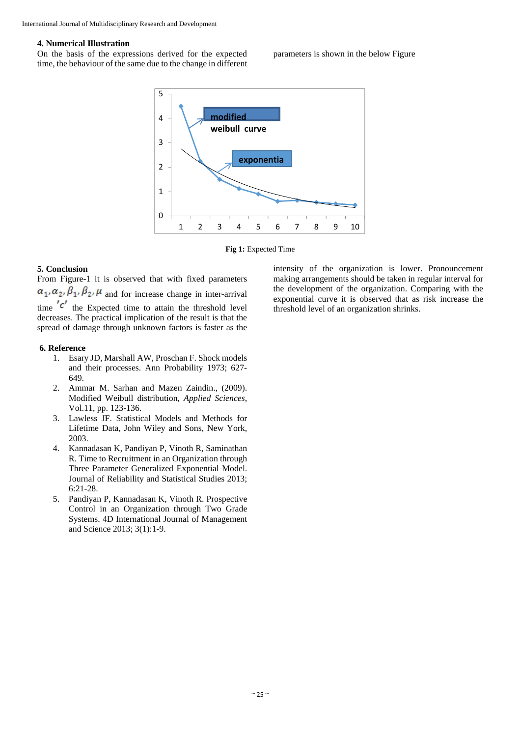## 4. Numerical Illustration

On the basis of the expressions derived for the expected time, the behaviour of the same due to the change in different parameters is shown in the below Figure

5
4
3
2
1
0
1 2 3 4 5 6 7 8 9 10

modified weibull curve

exponentia

**Fig 1:** Expected Time

## 5. Conclusion

From Figure-1 it is observed that with fixed parameters $\alpha_1, \alpha_2, \beta_1, \beta_2, \mu$ and for increase change in inter-arrival time $'c'$ the Expected time to attain the threshold level decreases. The practical implication of the result is that the spread of damage through unknown factors is faster as the intensity of the organization is lower. Pronouncement making arrangements should be taken in regular interval for the development of the organization. Comparing with the exponential curve it is observed that as risk increase the threshold level of an organization shrinks.

## 6. Reference

1. Esary JD, Marshall AW, Proschan F. Shock models and their processes. Ann Probability 1973; 627-649.
2. Ammar M. Sarhan and Mazen Zaindin., (2009). Modified Weibull distribution, *Applied Sciences*, Vol.11, pp. 123-136.
3. Lawless JF. Statistical Models and Methods for Lifetime Data, John Wiley and Sons, New York, 2003.
4. Kannadasan K, Pandiyan P, Vinoth R, Saminathan R. Time to Recruitment in an Organization through Three Parameter Generalized Exponential Model. Journal of Reliability and Statistical Studies 2013; 6:21-28.
5. Pandiyan P, Kannadasan K, Vinoth R. Prospective Control in an Organization through Two Grade Systems. 4D International Journal of Management and Science 2013; 3(1):1-9.